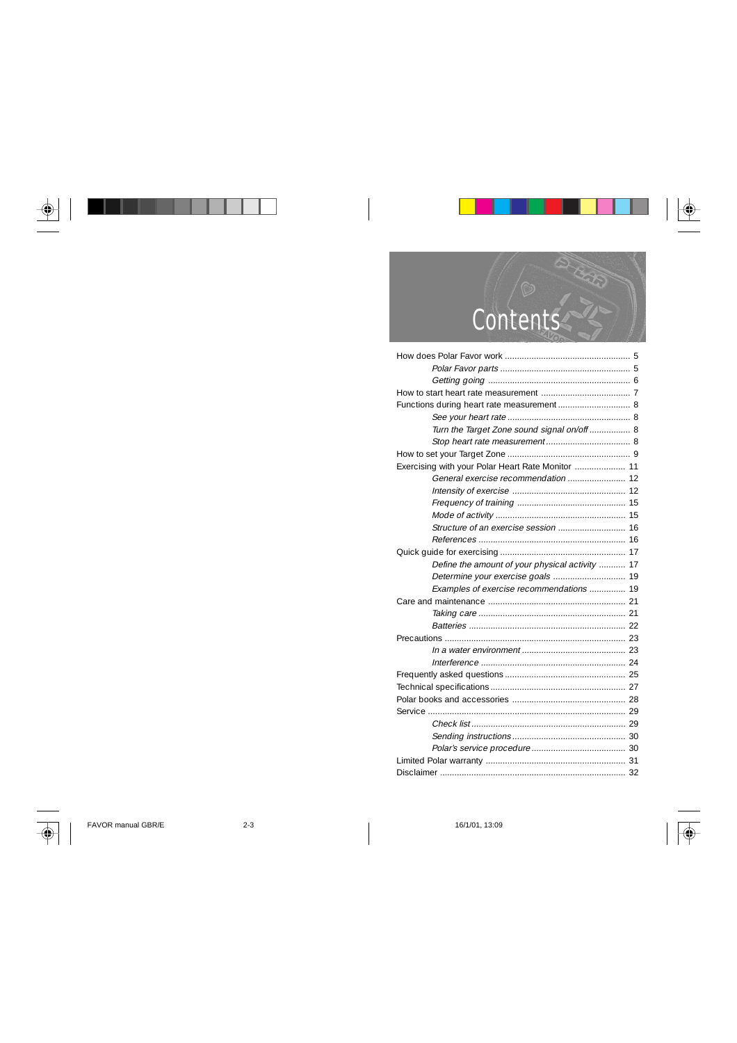# Contents

How does Polar Favor work ..................................................... 5

*Polar Favor parts* ..................................................... 5

*Getting going* ........................................................... 6

How to start heart rate measurement ..................................... 7

Functions during heart rate measurement .............................. 8

*See your heart rate* ................................................... 8

*Turn the Target Zone sound signal on/off* ................. 8

*Stop heart rate measurement* .................................... 8

How to set your Target Zone ................................................... 9

Exercising with your Polar Heart Rate Monitor ..................... 11

*General exercise recommendation* ........................ 12

*Intensity of exercise* ................................................ 12

*Frequency of training* .............................................. 15

*Mode of activity* ...................................................... 15

*Structure of an exercise session* ............................ 16

*References* .............................................................. 16

Quick guide for exercising ..................................................... 17

*Define the amount of your physical activity* ........... 17

*Determine your exercise goals* .............................. 19

*Examples of exercise recommendations* ............... 19

Care and maintenance ............................................................ 21

*Taking care* ............................................................. 21

*Batteries* ................................................................. 22

Precautions ............................................................................. 23

*In a water environment* ........................................... 23

*Interference* ............................................................ 24

Frequently asked questions .................................................. 25

Technical specifications ......................................................... 27

Polar books and accessories ................................................ 28

Service .................................................................................... 29

*Check list* ................................................................. 29

*Sending instructions* ............................................... 30

*Polar's service procedure* ....................................... 30

Limited Polar warranty ........................................................... 31

Disclaimer .............................................................................. 32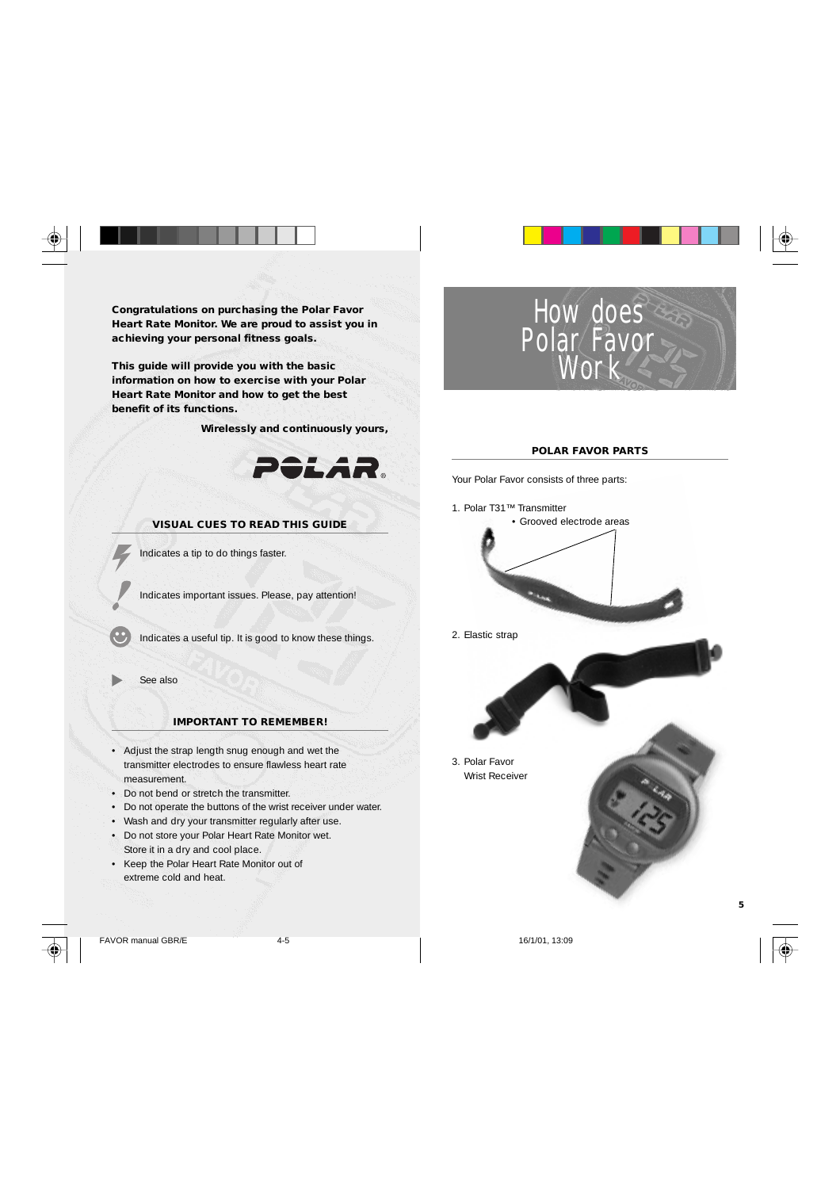**Congratulations on purchasing the Polar Favor Heart Rate Monitor. We are proud to assist you in achieving your personal fitness goals.**

**This guide will provide you with the basic information on how to exercise with your Polar Heart Rate Monitor and how to get the best benefit of its functions.**

**Wirelessly and continuously yours,**

**POLAR®**

## VISUAL CUES TO READ THIS GUIDE

Indicates a tip to do things faster.

Indicates important issues. Please, pay attention!

Indicates a useful tip. It is good to know these things.

See also

## IMPORTANT TO REMEMBER!

- Adjust the strap length snug enough and wet the transmitter electrodes to ensure flawless heart rate measurement.
- Do not bend or stretch the transmitter.
- Do not operate the buttons of the wrist receiver under water.
- Wash and dry your transmitter regularly after use.
- Do not store your Polar Heart Rate Monitor wet. Store it in a dry and cool place.
- Keep the Polar Heart Rate Monitor out of extreme cold and heat.

# How does Polar Favor Work

## POLAR FAVOR PARTS

Your Polar Favor consists of three parts:

1. Polar T31™ Transmitter
   - Grooved electrode areas
2. Elastic strap
3. Polar Favor Wrist Receiver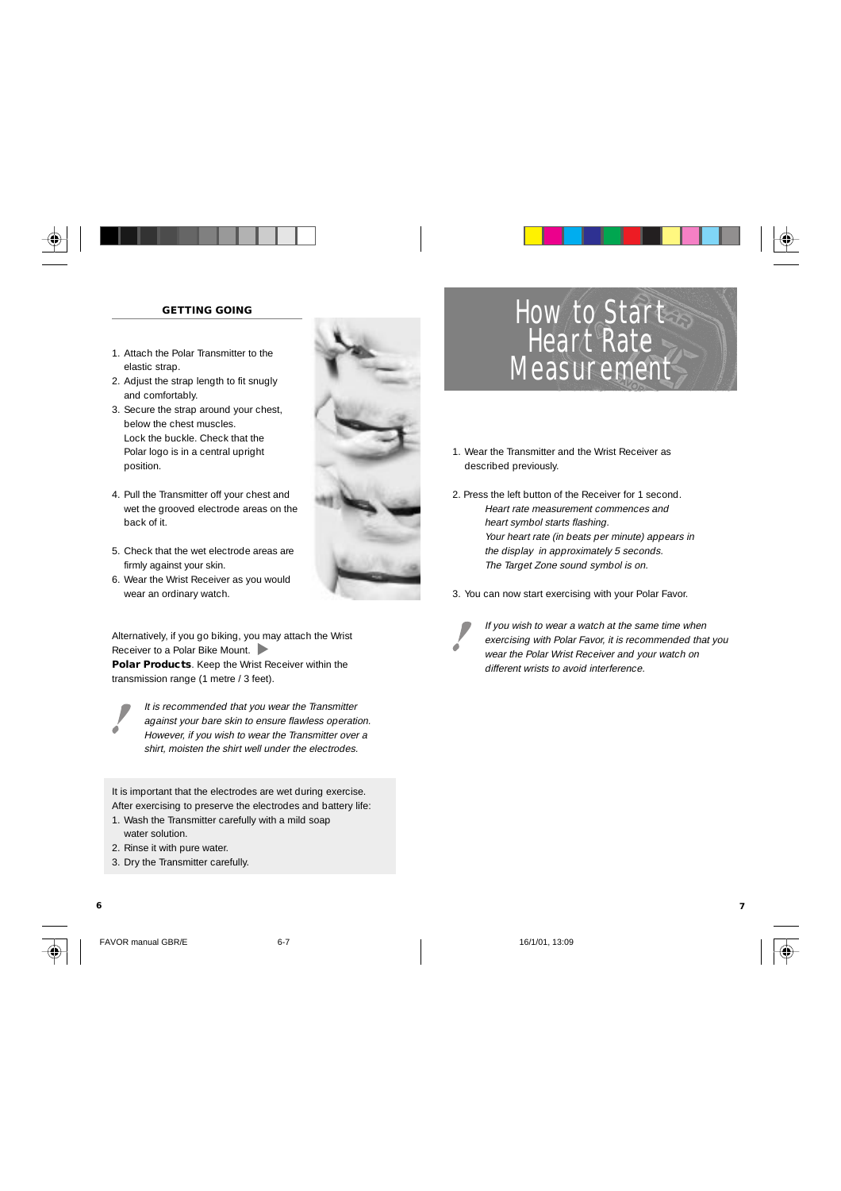## GETTING GOING

1. Attach the Polar Transmitter to the elastic strap.
2. Adjust the strap length to fit snugly and comfortably.
3. Secure the strap around your chest, below the chest muscles. Lock the buckle. Check that the Polar logo is in a central upright position.
4. Pull the Transmitter off your chest and wet the grooved electrode areas on the back of it.
5. Check that the wet electrode areas are firmly against your skin.
6. Wear the Wrist Receiver as you would wear an ordinary watch.

Alternatively, if you go biking, you may attach the Wrist Receiver to a Polar Bike Mount. ▶ **Polar Products**. Keep the Wrist Receiver within the transmission range (1 metre / 3 feet).

*It is recommended that you wear the Transmitter against your bare skin to ensure flawless operation. However, if you wish to wear the Transmitter over a shirt, moisten the shirt well under the electrodes.*

It is important that the electrodes are wet during exercise.
After exercising to preserve the electrodes and battery life:

1. Wash the Transmitter carefully with a mild soap water solution.
2. Rinse it with pure water.
3. Dry the Transmitter carefully.

# How to Start Heart Rate Measurement

1. Wear the Transmitter and the Wrist Receiver as described previously.

2. Press the left button of the Receiver for 1 second.
   *Heart rate measurement commences and heart symbol starts flashing.*
   *Your heart rate (in beats per minute) appears in the display in approximately 5 seconds.*
   *The Target Zone sound symbol is on.*

3. You can now start exercising with your Polar Favor.

*If you wish to wear a watch at the same time when exercising with Polar Favor, it is recommended that you wear the Polar Wrist Receiver and your watch on different wrists to avoid interference.*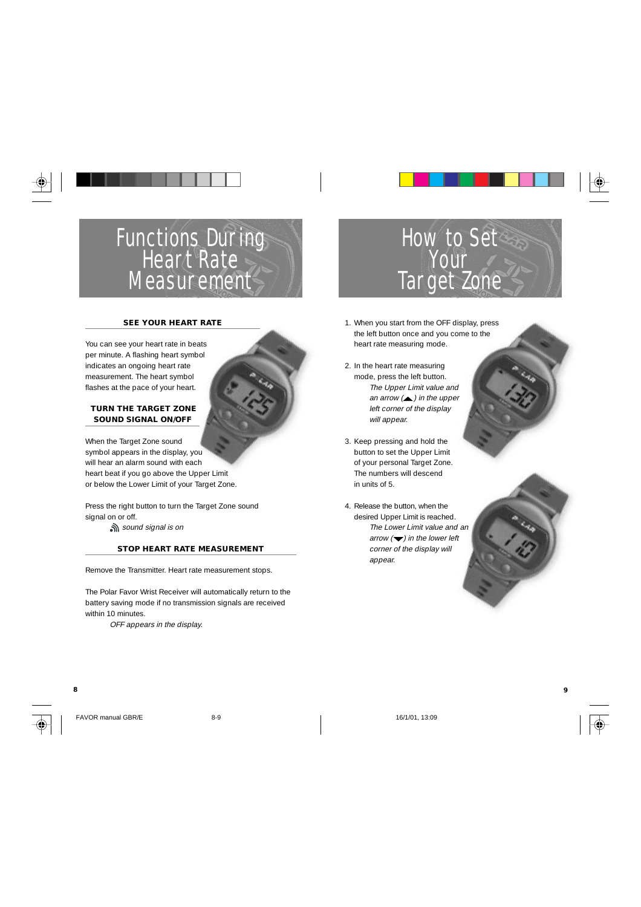# Functions During Heart Rate Measurement

## SEE YOUR HEART RATE

You can see your heart rate in beats per minute. A flashing heart symbol indicates an ongoing heart rate measurement. The heart symbol flashes at the pace of your heart.

## TURN THE TARGET ZONE SOUND SIGNAL ON/OFF

When the Target Zone sound symbol appears in the display, you will hear an alarm sound with each heart beat if you go above the Upper Limit or below the Lower Limit of your Target Zone.

Press the right button to turn the Target Zone sound signal on or off.

*sound signal is on*

## STOP HEART RATE MEASUREMENT

Remove the Transmitter. Heart rate measurement stops.

The Polar Favor Wrist Receiver will automatically return to the battery saving mode if no transmission signals are received within 10 minutes.

*OFF appears in the display.*

# How to Set Your Target Zone

1. When you start from the OFF display, press the left button once and you come to the heart rate measuring mode.
2. In the heart rate measuring mode, press the left button.
   *The Upper Limit value and an arrow (▲) in the upper left corner of the display will appear.*
3. Keep pressing and hold the button to set the Upper Limit of your personal Target Zone. The numbers will descend in units of 5.
4. Release the button, when the desired Upper Limit is reached.
   *The Lower Limit value and an arrow (▼) in the lower left corner of the display will appear.*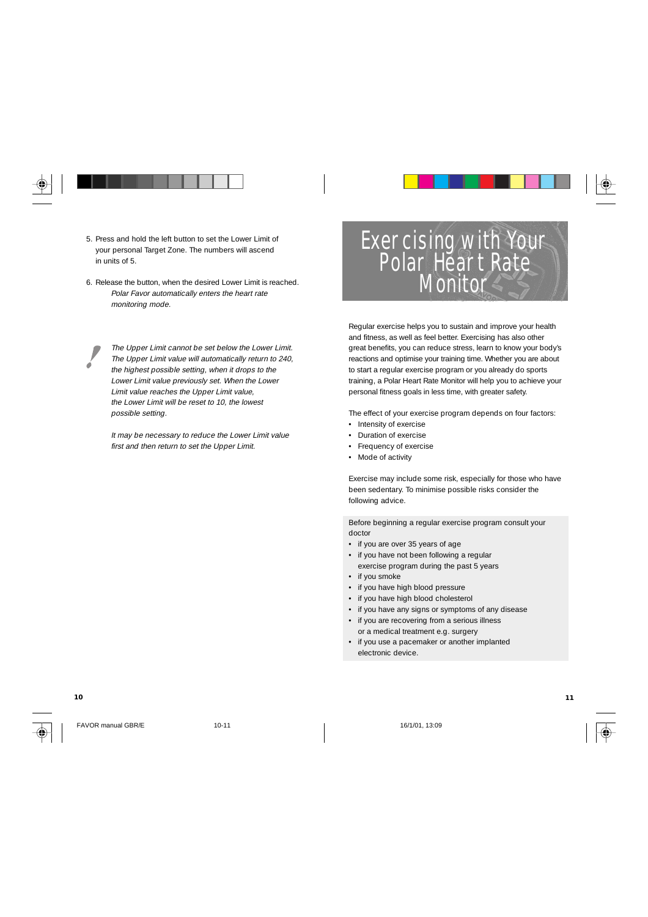5. Press and hold the left button to set the Lower Limit of your personal Target Zone. The numbers will ascend in units of 5.

6. Release the button, when the desired Lower Limit is reached. *Polar Favor automatically enters the heart rate monitoring mode.*

*The Upper Limit cannot be set below the Lower Limit. The Upper Limit value will automatically return to 240, the highest possible setting, when it drops to the Lower Limit value previously set. When the Lower Limit value reaches the Upper Limit value, the Lower Limit will be reset to 10, the lowest possible setting.*

*It may be necessary to reduce the Lower Limit value first and then return to set the Upper Limit.*

# Exercising with Your Polar Heart Rate Monitor

Regular exercise helps you to sustain and improve your health and fitness, as well as feel better. Exercising has also other great benefits, you can reduce stress, learn to know your body's reactions and optimise your training time. Whether you are about to start a regular exercise program or you already do sports training, a Polar Heart Rate Monitor will help you to achieve your personal fitness goals in less time, with greater safety.

The effect of your exercise program depends on four factors:

- Intensity of exercise
- Duration of exercise
- Frequency of exercise
- Mode of activity

Exercise may include some risk, especially for those who have been sedentary. To minimise possible risks consider the following advice.

Before beginning a regular exercise program consult your doctor

- if you are over 35 years of age
- if you have not been following a regular exercise program during the past 5 years
- if you smoke
- if you have high blood pressure
- if you have high blood cholesterol
- if you have any signs or symptoms of any disease
- if you are recovering from a serious illness or a medical treatment e.g. surgery
- if you use a pacemaker or another implanted electronic device.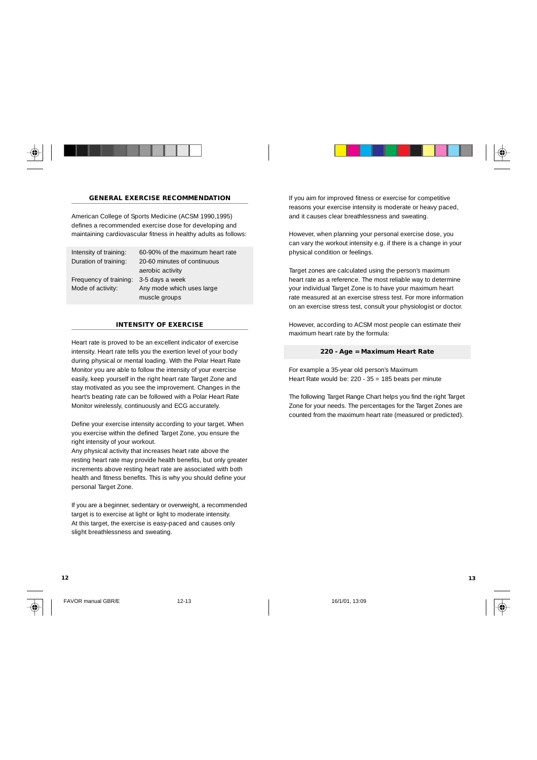## GENERAL EXERCISE RECOMMENDATION

American College of Sports Medicine (ACSM 1990,1995) defines a recommended exercise dose for developing and maintaining cardiovascular fitness in healthy adults as follows:

| | |
|---|---|
| Intensity of training: | 60-90% of the maximum heart rate |
| Duration of training: | 20-60 minutes of continuous aerobic activity |
| Frequency of training: | 3-5 days a week |
| Mode of activity: | Any mode which uses large muscle groups |

## INTENSITY OF EXERCISE

Heart rate is proved to be an excellent indicator of exercise intensity. Heart rate tells you the exertion level of your body during physical or mental loading. With the Polar Heart Rate Monitor you are able to follow the intensity of your exercise easily, keep yourself in the right heart rate Target Zone and stay motivated as you see the improvement. Changes in the heart's beating rate can be followed with a Polar Heart Rate Monitor wirelessly, continuously and ECG accurately.

Define your exercise intensity according to your target. When you exercise within the defined Target Zone, you ensure the right intensity of your workout.
Any physical activity that increases heart rate above the resting heart rate may provide health benefits, but only greater increments above resting heart rate are associated with both health and fitness benefits. This is why you should define your personal Target Zone.

If you are a beginner, sedentary or overweight, a recommended target is to exercise at light or light to moderate intensity. At this target, the exercise is easy-paced and causes only slight breathlessness and sweating.

If you aim for improved fitness or exercise for competitive reasons your exercise intensity is moderate or heavy paced, and it causes clear breathlessness and sweating.

However, when planning your personal exercise dose, you can vary the workout intensity e.g. if there is a change in your physical condition or feelings.

Target zones are calculated using the person's maximum heart rate as a reference. The most reliable way to determine your individual Target Zone is to have your maximum heart rate measured at an exercise stress test. For more information on an exercise stress test, consult your physiologist or doctor.

However, according to ACSM most people can estimate their maximum heart rate by the formula:

**220 - Age = Maximum Heart Rate**

For example a 35-year old person's Maximum Heart Rate would be: 220 - 35 = 185 beats per minute

The following Target Range Chart helps you find the right Target Zone for your needs. The percentages for the Target Zones are counted from the maximum heart rate (measured or predicted).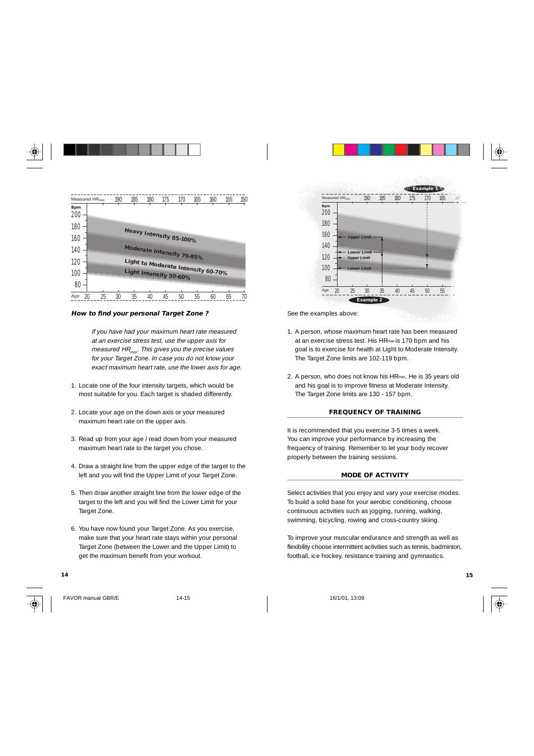Measured $HR_{max}$ 190 185 180 175 170 165 160 155 150

Bpm 200 180 160 140 120 100 80

Heavy Intensity 85-100%

Moderate Intensity 70-85%

Light to Moderate Intensity 60-70%

Light Intensity 50-60%

Age 20 25 30 35 40 45 50 55 60 65 70

### How to find your personal Target Zone ?

*If you have had your maximum heart rate measured at an exercise stress test, use the upper axis for measured $HR_{max}$. This gives you the precise values for your Target Zone. In case you do not know your exact maximum heart rate, use the lower axis for age.*

1. Locate one of the four intensity targets, which would be most suitable for you. Each target is shaded differently.
2. Locate your age on the down axis or your measured maximum heart rate on the upper axis.
3. Read up from your age / read down from your measured maximum heart rate to the target you chose.
4. Draw a straight line from the upper edge of the target to the left and you will find the Upper Limit of your Target Zone.
5. Then draw another straight line from the lower edge of the target to the left and you will find the Lower Limit for your Target Zone.
6. You have now found your Target Zone. As you exercise, make sure that your heart rate stays within your personal Target Zone (between the Lower and the Upper Limit) to get the maximum benefit from your workout.

Example 1

Measured $HR_{max}$ 190 185 180 175 170 165

Bpm 200 180 160 140 120 100 80

Upper Limit

Lower Limit

Upper Limit

Lower Limit

Age 20 25 30 35 40 45 50 55

Example 2

See the examples above:

1. A person, whose maximum heart rate has been measured at an exercise stress test. His $HR_{max}$ is 170 bpm and his goal is to exercise for health at Light to Moderate Intensity. The Target Zone limits are 102-119 bpm.
2. A person, who does not know his $HR_{max}$. He is 35 years old and his goal is to improve fitness at Moderate Intensity. The Target Zone limits are 130 - 157 bpm.

## FREQUENCY OF TRAINING

It is recommended that you exercise 3-5 times a week. You can improve your performance by increasing the frequency of training. Remember to let your body recover properly between the training sessions.

## MODE OF ACTIVITY

Select activities that you enjoy and vary your exercise modes. To build a solid base for your aerobic conditioning, choose continuous activities such as jogging, running, walking, swimming, bicycling, rowing and cross-country skiing.

To improve your muscular endurance and strength as well as flexibility choose intermittent activities such as tennis, badminton, football, ice hockey, resistance training and gymnastics.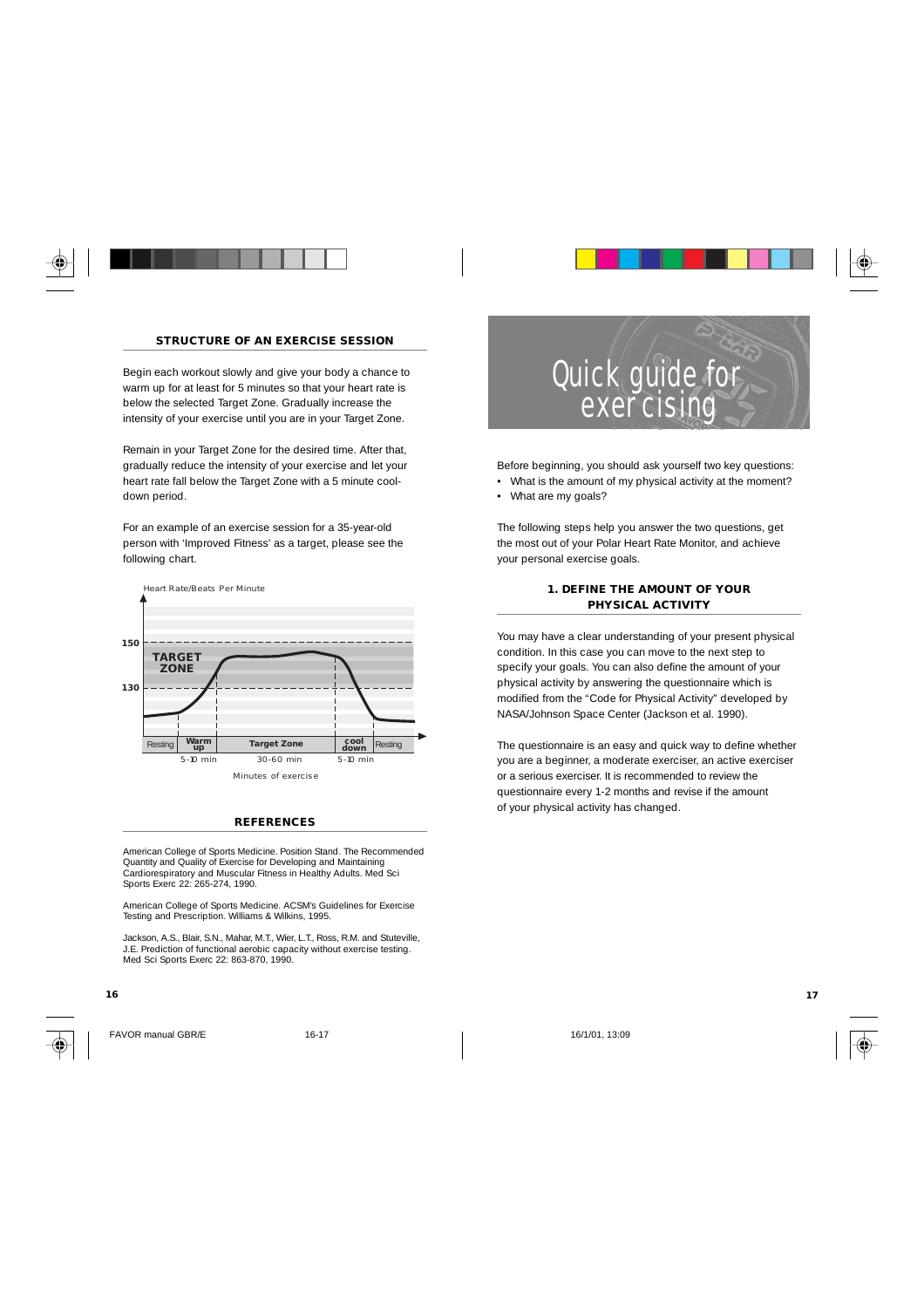## STRUCTURE OF AN EXERCISE SESSION

Begin each workout slowly and give your body a chance to warm up for at least for 5 minutes so that your heart rate is below the selected Target Zone. Gradually increase the intensity of your exercise until you are in your Target Zone.

Remain in your Target Zone for the desired time. After that, gradually reduce the intensity of your exercise and let your heart rate fall below the Target Zone with a 5 minute cool-down period.

For an example of an exercise session for a 35-year-old person with 'Improved Fitness' as a target, please see the following chart.

Heart Rate/Beats Per Minute

150

TARGET ZONE

130

| Resting | Warm up | Target Zone | cool down | Resting |
|---|---|---|---|---|
| | 5-10 min | 30-60 min | 5-10 min | |

Minutes of exercise

## REFERENCES

American College of Sports Medicine. Position Stand. The Recommended Quantity and Quality of Exercise for Developing and Maintaining Cardiorespiratory and Muscular Fitness in Healthy Adults. Med Sci Sports Exerc 22: 265-274, 1990.

American College of Sports Medicine. ACSM's Guidelines for Exercise Testing and Prescription. Williams & Wilkins, 1995.

Jackson, A.S., Blair, S.N., Mahar, M.T., Wier, L.T., Ross, R.M. and Stuteville, J.E. Prediction of functional aerobic capacity without exercise testing. Med Sci Sports Exerc 22: 863-870, 1990.

# Quick guide for exercising

Before beginning, you should ask yourself two key questions:

- What is the amount of my physical activity at the moment?
- What are my goals?

The following steps help you answer the two questions, get the most out of your Polar Heart Rate Monitor, and achieve your personal exercise goals.

## 1. DEFINE THE AMOUNT OF YOUR PHYSICAL ACTIVITY

You may have a clear understanding of your present physical condition. In this case you can move to the next step to specify your goals. You can also define the amount of your physical activity by answering the questionnaire which is modified from the "Code for Physical Activity" developed by NASA/Johnson Space Center (Jackson et al. 1990).

The questionnaire is an easy and quick way to define whether you are a beginner, a moderate exerciser, an active exerciser or a serious exerciser. It is recommended to review the questionnaire every 1-2 months and revise if the amount of your physical activity has changed.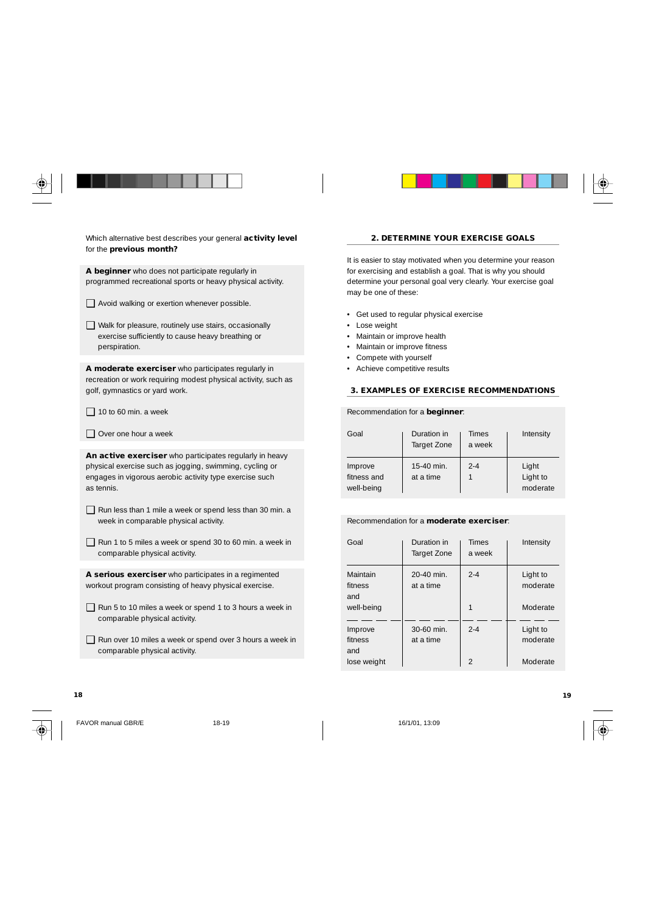Which alternative best describes your general **activity level** for the **previous month?**

**A beginner** who does not participate regularly in programmed recreational sports or heavy physical activity.

- [ ] Avoid walking or exertion whenever possible.
- [ ] Walk for pleasure, routinely use stairs, occasionally exercise sufficiently to cause heavy breathing or perspiration.

**A moderate exerciser** who participates regularly in recreation or work requiring modest physical activity, such as golf, gymnastics or yard work.

- [ ] 10 to 60 min. a week
- [ ] Over one hour a week

**An active exerciser** who participates regularly in heavy physical exercise such as jogging, swimming, cycling or engages in vigorous aerobic activity type exercise such as tennis.

- [ ] Run less than 1 mile a week or spend less than 30 min. a week in comparable physical activity.
- [ ] Run 1 to 5 miles a week or spend 30 to 60 min. a week in comparable physical activity.

**A serious exerciser** who participates in a regimented workout program consisting of heavy physical exercise.

- [ ] Run 5 to 10 miles a week or spend 1 to 3 hours a week in comparable physical activity.
- [ ] Run over 10 miles a week or spend over 3 hours a week in comparable physical activity.

## 2. DETERMINE YOUR EXERCISE GOALS

It is easier to stay motivated when you determine your reason for exercising and establish a goal. That is why you should determine your personal goal very clearly. Your exercise goal may be one of these:

- Get used to regular physical exercise
- Lose weight
- Maintain or improve health
- Maintain or improve fitness
- Compete with yourself
- Achieve competitive results

## 3. EXAMPLES OF EXERCISE RECOMMENDATIONS

Recommendation for a **beginner**:

| Goal | Duration in Target Zone | Times a week | Intensity |
|---|---|---|---|
| Improve fitness and well-being | 15-40 min. at a time | 2-4 | Light |
| | | 1 | Light to moderate |

Recommendation for a **moderate exerciser**:

| Goal | Duration in Target Zone | Times a week | Intensity |
|---|---|---|---|
| Maintain fitness and well-being | 20-40 min. at a time | 2-4 | Light to moderate |
| | | 1 | Moderate |
| Improve fitness and lose weight | 30-60 min. at a time | 2-4 | Light to moderate |
| | | 2 | Moderate |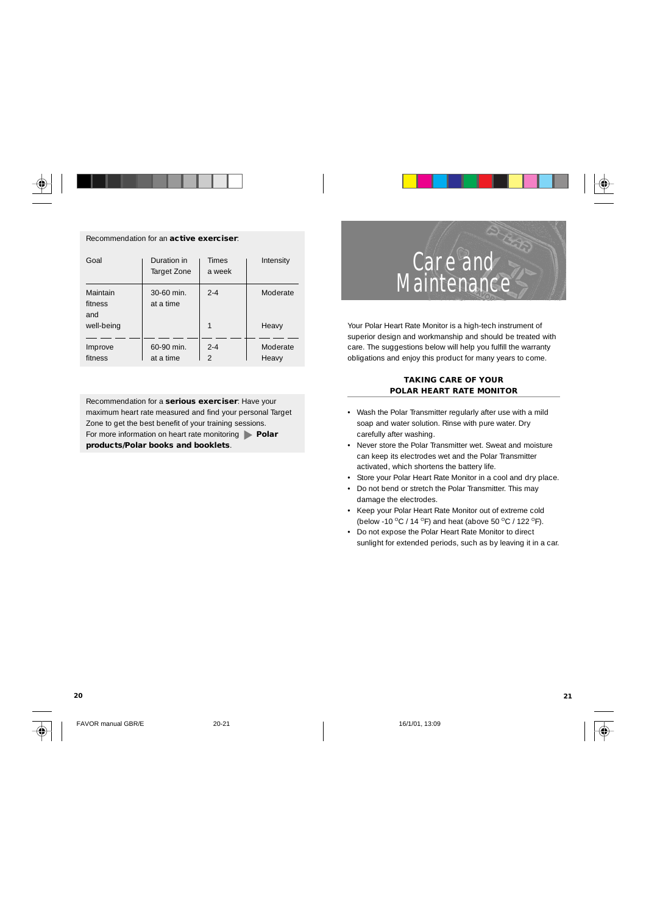Recommendation for an **active exerciser**:

| Goal | Duration in Target Zone | Times a week | Intensity |
|---|---|---|---|
| Maintain fitness and well-being | 30-60 min. at a time | 2-4<br>1 | Moderate<br>Heavy |
| Improve fitness | 60-90 min. at a time | 2-4<br>2 | Moderate<br>Heavy |

Recommendation for a **serious exerciser**: Have your maximum heart rate measured and find your personal Target Zone to get the best benefit of your training sessions. For more information on heart rate monitoring ▶ **Polar products/Polar books and booklets**.

# Care and Maintenance

Your Polar Heart Rate Monitor is a high-tech instrument of superior design and workmanship and should be treated with care. The suggestions below will help you fulfill the warranty obligations and enjoy this product for many years to come.

## TAKING CARE OF YOUR POLAR HEART RATE MONITOR

- Wash the Polar Transmitter regularly after use with a mild soap and water solution. Rinse with pure water. Dry carefully after washing.
- Never store the Polar Transmitter wet. Sweat and moisture can keep its electrodes wet and the Polar Transmitter activated, which shortens the battery life.
- Store your Polar Heart Rate Monitor in a cool and dry place.
- Do not bend or stretch the Polar Transmitter. This may damage the electrodes.
- Keep your Polar Heart Rate Monitor out of extreme cold (below -10 °C / 14 °F) and heat (above 50 °C / 122 °F).
- Do not expose the Polar Heart Rate Monitor to direct sunlight for extended periods, such as by leaving it in a car.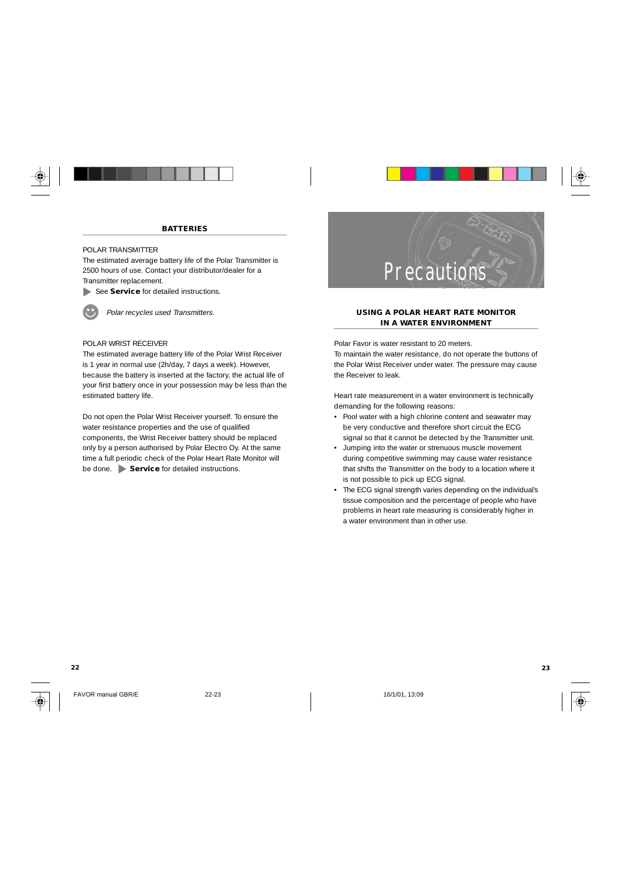## BATTERIES

POLAR TRANSMITTER

The estimated average battery life of the Polar Transmitter is 2500 hours of use. Contact your distributor/dealer for a Transmitter replacement.

▶ See **Service** for detailed instructions.

*Polar recycles used Transmitters.*

POLAR WRIST RECEIVER

The estimated average battery life of the Polar Wrist Receiver is 1 year in normal use (2h/day, 7 days a week). However, because the battery is inserted at the factory, the actual life of your first battery once in your possession may be less than the estimated battery life.

Do not open the Polar Wrist Receiver yourself. To ensure the water resistance properties and the use of qualified components, the Wrist Receiver battery should be replaced only by a person authorised by Polar Electro Oy. At the same time a full periodic check of the Polar Heart Rate Monitor will be done. ▶ **Service** for detailed instructions.

# Precautions

## USING A POLAR HEART RATE MONITOR IN A WATER ENVIRONMENT

Polar Favor is water resistant to 20 meters.

To maintain the water resistance, do not operate the buttons of the Polar Wrist Receiver under water. The pressure may cause the Receiver to leak.

Heart rate measurement in a water environment is technically demanding for the following reasons:

- Pool water with a high chlorine content and seawater may be very conductive and therefore short circuit the ECG signal so that it cannot be detected by the Transmitter unit.
- Jumping into the water or strenuous muscle movement during competitive swimming may cause water resistance that shifts the Transmitter on the body to a location where it is not possible to pick up ECG signal.
- The ECG signal strength varies depending on the individual's tissue composition and the percentage of people who have problems in heart rate measuring is considerably higher in a water environment than in other use.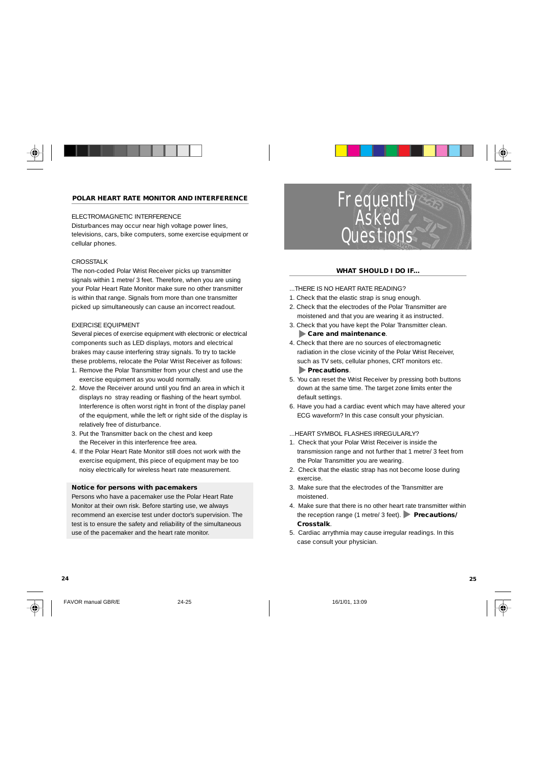## POLAR HEART RATE MONITOR AND INTERFERENCE

ELECTROMAGNETIC INTERFERENCE

Disturbances may occur near high voltage power lines, televisions, cars, bike computers, some exercise equipment or cellular phones.

CROSSTALK

The non-coded Polar Wrist Receiver picks up transmitter signals within 1 metre/ 3 feet. Therefore, when you are using your Polar Heart Rate Monitor make sure no other transmitter is within that range. Signals from more than one transmitter picked up simultaneously can cause an incorrect readout.

EXERCISE EQUIPMENT

Several pieces of exercise equipment with electronic or electrical components such as LED displays, motors and electrical brakes may cause interfering stray signals. To try to tackle these problems, relocate the Polar Wrist Receiver as follows:

1. Remove the Polar Transmitter from your chest and use the exercise equipment as you would normally.
2. Move the Receiver around until you find an area in which it displays no stray reading or flashing of the heart symbol. Interference is often worst right in front of the display panel of the equipment, while the left or right side of the display is relatively free of disturbance.
3. Put the Transmitter back on the chest and keep the Receiver in this interference free area.
4. If the Polar Heart Rate Monitor still does not work with the exercise equipment, this piece of equipment may be too noisy electrically for wireless heart rate measurement.

**Notice for persons with pacemakers**

Persons who have a pacemaker use the Polar Heart Rate Monitor at their own risk. Before starting use, we always recommend an exercise test under doctor's supervision. The test is to ensure the safety and reliability of the simultaneous use of the pacemaker and the heart rate monitor.

# Frequently Asked Questions

## WHAT SHOULD I DO IF...

...THERE IS NO HEART RATE READING?

1. Check that the elastic strap is snug enough.
2. Check that the electrodes of the Polar Transmitter are moistened and that you are wearing it as instructed.
3. Check that you have kept the Polar Transmitter clean. ▶ **Care and maintenance**.
4. Check that there are no sources of electromagnetic radiation in the close vicinity of the Polar Wrist Receiver, such as TV sets, cellular phones, CRT monitors etc. ▶ **Precautions**.
5. You can reset the Wrist Receiver by pressing both buttons down at the same time. The target zone limits enter the default settings.
6. Have you had a cardiac event which may have altered your ECG waveform? In this case consult your physician.

...HEART SYMBOL FLASHES IRREGULARLY?

1. Check that your Polar Wrist Receiver is inside the transmission range and not further that 1 metre/ 3 feet from the Polar Transmitter you are wearing.
2. Check that the elastic strap has not become loose during exercise.
3. Make sure that the electrodes of the Transmitter are moistened.
4. Make sure that there is no other heart rate transmitter within the reception range (1 metre/ 3 feet). ▶ **Precautions/ Crosstalk**.
5. Cardiac arrythmia may cause irregular readings. In this case consult your physician.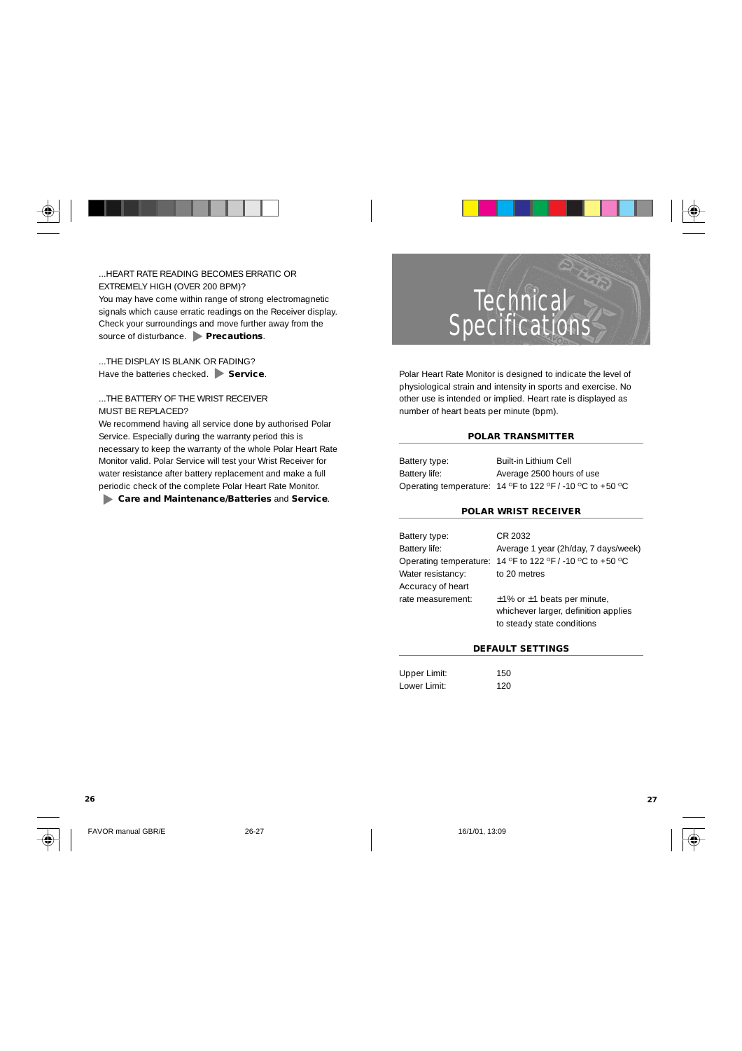...HEART RATE READING BECOMES ERRATIC OR EXTREMELY HIGH (OVER 200 BPM)?
You may have come within range of strong electromagnetic signals which cause erratic readings on the Receiver display. Check your surroundings and move further away from the source of disturbance. ▶ **Precautions**.

...THE DISPLAY IS BLANK OR FADING?
Have the batteries checked. ▶ **Service**.

...THE BATTERY OF THE WRIST RECEIVER MUST BE REPLACED?
We recommend having all service done by authorised Polar Service. Especially during the warranty period this is necessary to keep the warranty of the whole Polar Heart Rate Monitor valid. Polar Service will test your Wrist Receiver for water resistance after battery replacement and make a full periodic check of the complete Polar Heart Rate Monitor.
▶ **Care and Maintenance/Batteries** and **Service**.

# Technical Specifications

Polar Heart Rate Monitor is designed to indicate the level of physiological strain and intensity in sports and exercise. No other use is intended or implied. Heart rate is displayed as number of heart beats per minute (bpm).

## POLAR TRANSMITTER

| | |
|---|---|
| Battery type: | Built-in Lithium Cell |
| Battery life: | Average 2500 hours of use |
| Operating temperature: | 14 °F to 122 °F / -10 °C to +50 °C |

## POLAR WRIST RECEIVER

| | |
|---|---|
| Battery type: | CR 2032 |
| Battery life: | Average 1 year (2h/day, 7 days/week) |
| Operating temperature: | 14 °F to 122 °F / -10 °C to +50 °C |
| Water resistancy: | to 20 metres |
| Accuracy of heart rate measurement: | ±1% or ±1 beats per minute, whichever larger, definition applies to steady state conditions |

## DEFAULT SETTINGS

| | |
|---|---|
| Upper Limit: | 150 |
| Lower Limit: | 120 |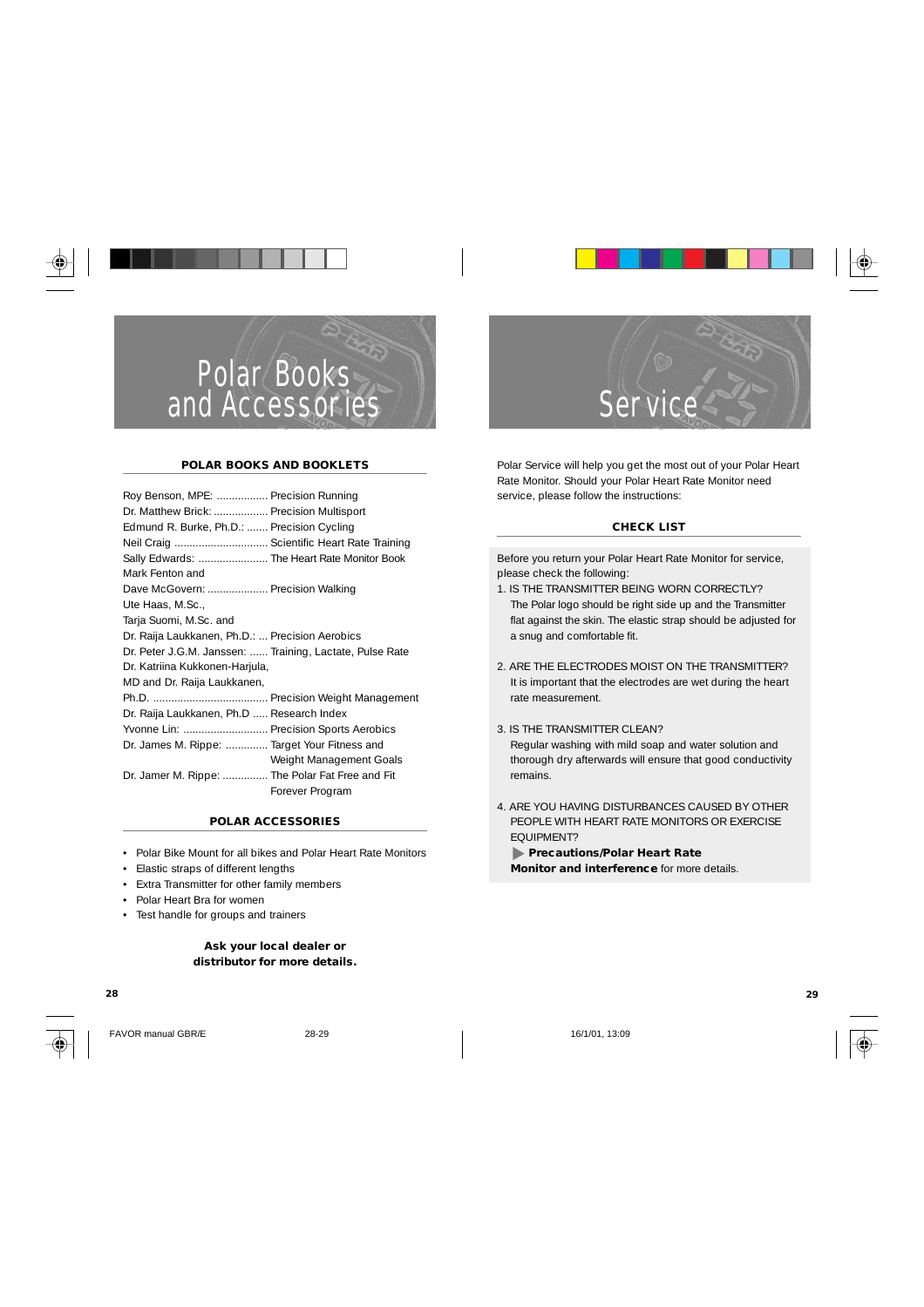# Polar Books and Accessories

## POLAR BOOKS AND BOOKLETS

| Author | Title |
|---|---|
| Roy Benson, MPE: | Precision Running |
| Dr. Matthew Brick: | Precision Multisport |
| Edmund R. Burke, Ph.D.: | Precision Cycling |
| Neil Craig | Scientific Heart Rate Training |
| Sally Edwards: | The Heart Rate Monitor Book |
| Mark Fenton and Dave McGovern: | Precision Walking |
| Ute Haas, M.Sc., Tarja Suomi, M.Sc. and Dr. Raija Laukkanen, Ph.D.: | Precision Aerobics |
| Dr. Peter J.G.M. Janssen: | Training, Lactate, Pulse Rate |
| Dr. Katriina Kukkonen-Harjula, MD and Dr. Raija Laukkanen, Ph.D. | Precision Weight Management |
| Dr. Raija Laukkanen, Ph.D | Research Index |
| Yvonne Lin: | Precision Sports Aerobics |
| Dr. James M. Rippe: | Target Your Fitness and Weight Management Goals |
| Dr. Jamer M. Rippe: | The Polar Fat Free and Fit Forever Program |

## POLAR ACCESSORIES

- Polar Bike Mount for all bikes and Polar Heart Rate Monitors
- Elastic straps of different lengths
- Extra Transmitter for other family members
- Polar Heart Bra for women
- Test handle for groups and trainers

**Ask your local dealer or distributor for more details.**

# Service

Polar Service will help you get the most out of your Polar Heart Rate Monitor. Should your Polar Heart Rate Monitor need service, please follow the instructions:

## CHECK LIST

Before you return your Polar Heart Rate Monitor for service, please check the following:

1. IS THE TRANSMITTER BEING WORN CORRECTLY?
   The Polar logo should be right side up and the Transmitter flat against the skin. The elastic strap should be adjusted for a snug and comfortable fit.

2. ARE THE ELECTRODES MOIST ON THE TRANSMITTER?
   It is important that the electrodes are wet during the heart rate measurement.

3. IS THE TRANSMITTER CLEAN?
   Regular washing with mild soap and water solution and thorough dry afterwards will ensure that good conductivity remains.

4. ARE YOU HAVING DISTURBANCES CAUSED BY OTHER PEOPLE WITH HEART RATE MONITORS OR EXERCISE EQUIPMENT?
   ▶ **Precautions/Polar Heart Rate Monitor and interference** for more details.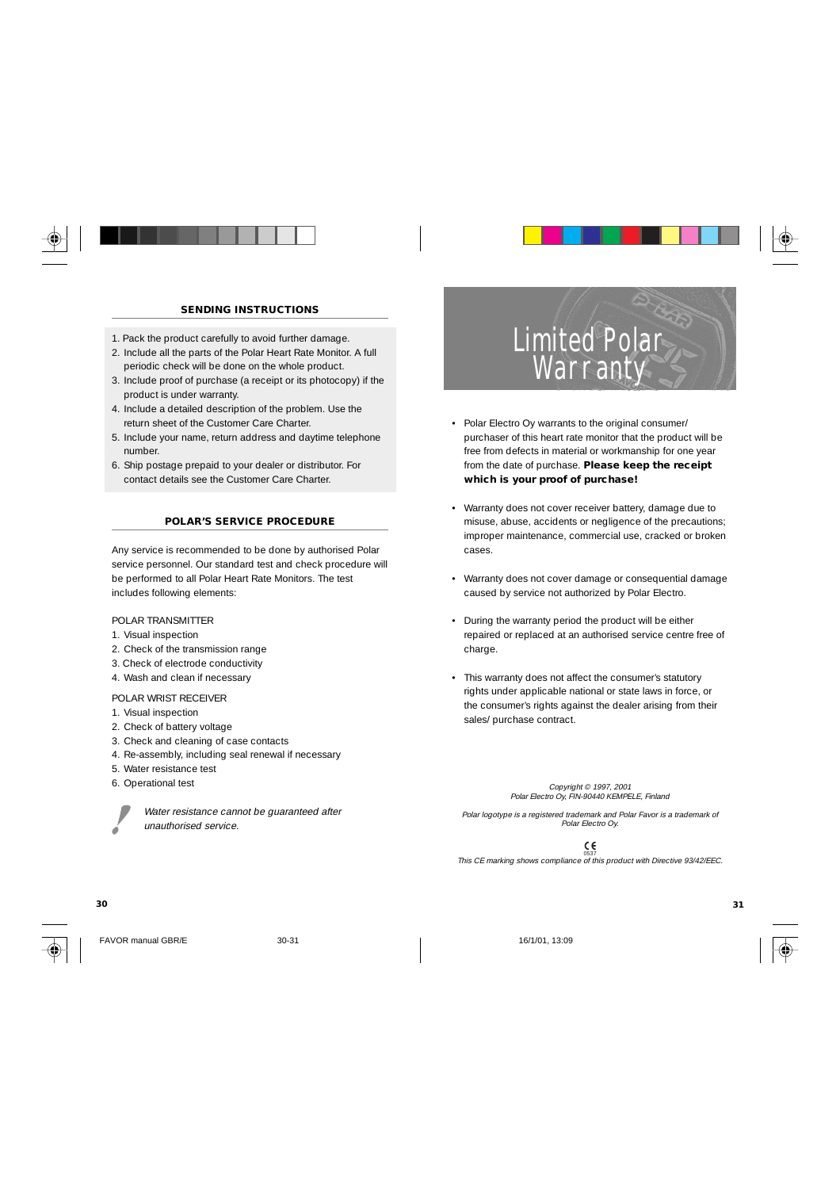## SENDING INSTRUCTIONS

1. Pack the product carefully to avoid further damage.
2. Include all the parts of the Polar Heart Rate Monitor. A full periodic check will be done on the whole product.
3. Include proof of purchase (a receipt or its photocopy) if the product is under warranty.
4. Include a detailed description of the problem. Use the return sheet of the Customer Care Charter.
5. Include your name, return address and daytime telephone number.
6. Ship postage prepaid to your dealer or distributor. For contact details see the Customer Care Charter.

## POLAR'S SERVICE PROCEDURE

Any service is recommended to be done by authorised Polar service personnel. Our standard test and check procedure will be performed to all Polar Heart Rate Monitors. The test includes following elements:

POLAR TRANSMITTER

1. Visual inspection
2. Check of the transmission range
3. Check of electrode conductivity
4. Wash and clean if necessary

POLAR WRIST RECEIVER

1. Visual inspection
2. Check of battery voltage
3. Check and cleaning of case contacts
4. Re-assembly, including seal renewal if necessary
5. Water resistance test
6. Operational test

*Water resistance cannot be guaranteed after unauthorised service.*

# Limited Polar Warranty

- Polar Electro Oy warrants to the original consumer/ purchaser of this heart rate monitor that the product will be free from defects in material or workmanship for one year from the date of purchase. **Please keep the receipt which is your proof of purchase!**
- Warranty does not cover receiver battery, damage due to misuse, abuse, accidents or negligence of the precautions; improper maintenance, commercial use, cracked or broken cases.
- Warranty does not cover damage or consequential damage caused by service not authorized by Polar Electro.
- During the warranty period the product will be either repaired or replaced at an authorised service centre free of charge.
- This warranty does not affect the consumer's statutory rights under applicable national or state laws in force, or the consumer's rights against the dealer arising from their sales/ purchase contract.

*Copyright © 1997, 2001*
*Polar Electro Oy, FIN-90440 KEMPELE, Finland*

*Polar logotype is a registered trademark and Polar Favor is a trademark of Polar Electro Oy.*

CE 0537
*This CE marking shows compliance of this product with Directive 93/42/EEC.*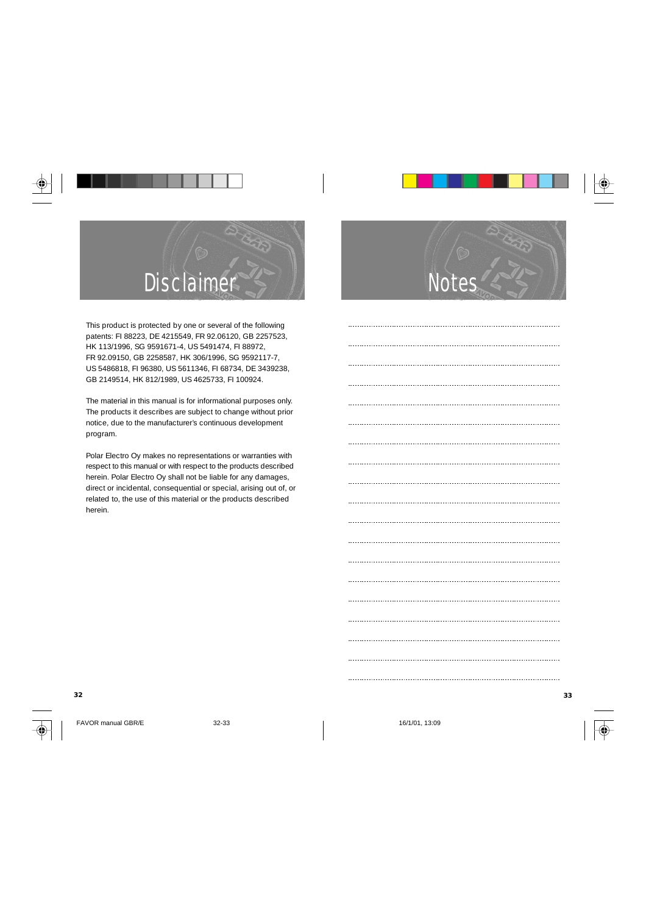# Disclaimer

This product is protected by one or several of the following patents: FI 88223, DE 4215549, FR 92.06120, GB 2257523, HK 113/1996, SG 9591671-4, US 5491474, FI 88972, FR 92.09150, GB 2258587, HK 306/1996, SG 9592117-7, US 5486818, FI 96380, US 5611346, FI 68734, DE 3439238, GB 2149514, HK 812/1989, US 4625733, FI 100924.

The material in this manual is for informational purposes only. The products it describes are subject to change without prior notice, due to the manufacturer's continuous development program.

Polar Electro Oy makes no representations or warranties with respect to this manual or with respect to the products described herein. Polar Electro Oy shall not be liable for any damages, direct or incidental, consequential or special, arising out of, or related to, the use of this material or the products described herein.

# Notes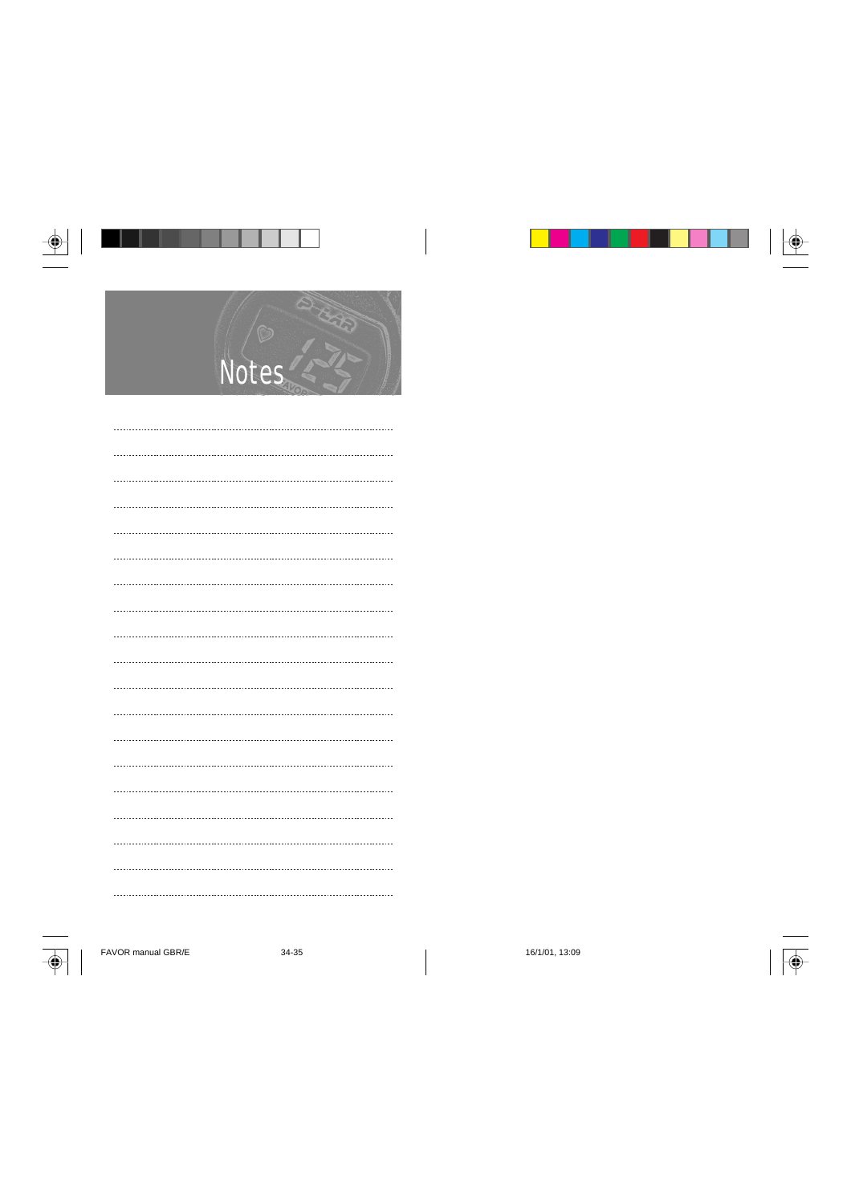# Notes

........................................................................................................................

........................................................................................................................

........................................................................................................................

........................................................................................................................

........................................................................................................................

........................................................................................................................

........................................................................................................................

........................................................................................................................

........................................................................................................................

........................................................................................................................

........................................................................................................................

........................................................................................................................

........................................................................................................................

........................................................................................................................

........................................................................................................................

........................................................................................................................

........................................................................................................................

........................................................................................................................

........................................................................................................................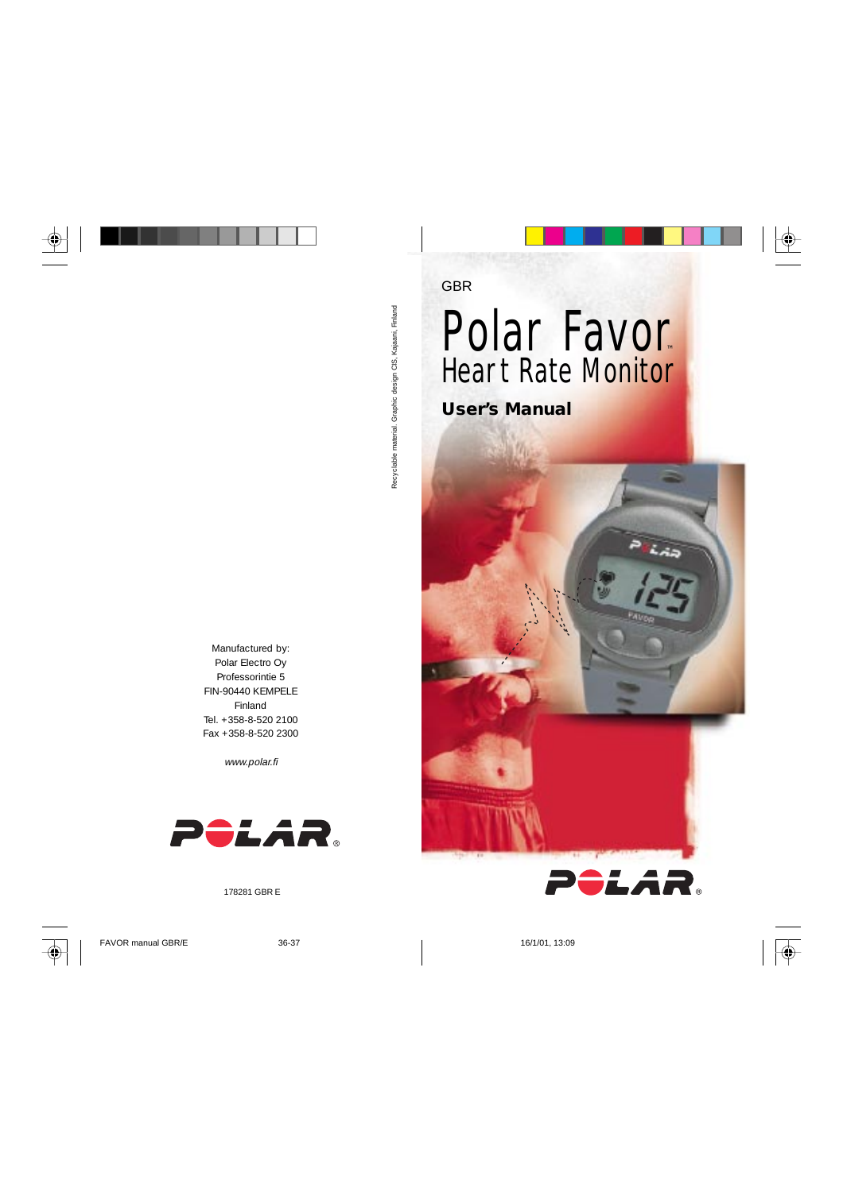Manufactured by:
Polar Electro Oy
Professorintie 5
FIN-90440 KEMPELE
Finland
Tel. +358-8-520 2100
Fax +358-8-520 2300

*www.polar.fi*

POLAR®

178281 GBR E

Recyclable material. Graphic design CIS, Kajaani, Finland

GBR

# Polar Favor™ Heart Rate Monitor

## User's Manual

POLAR®